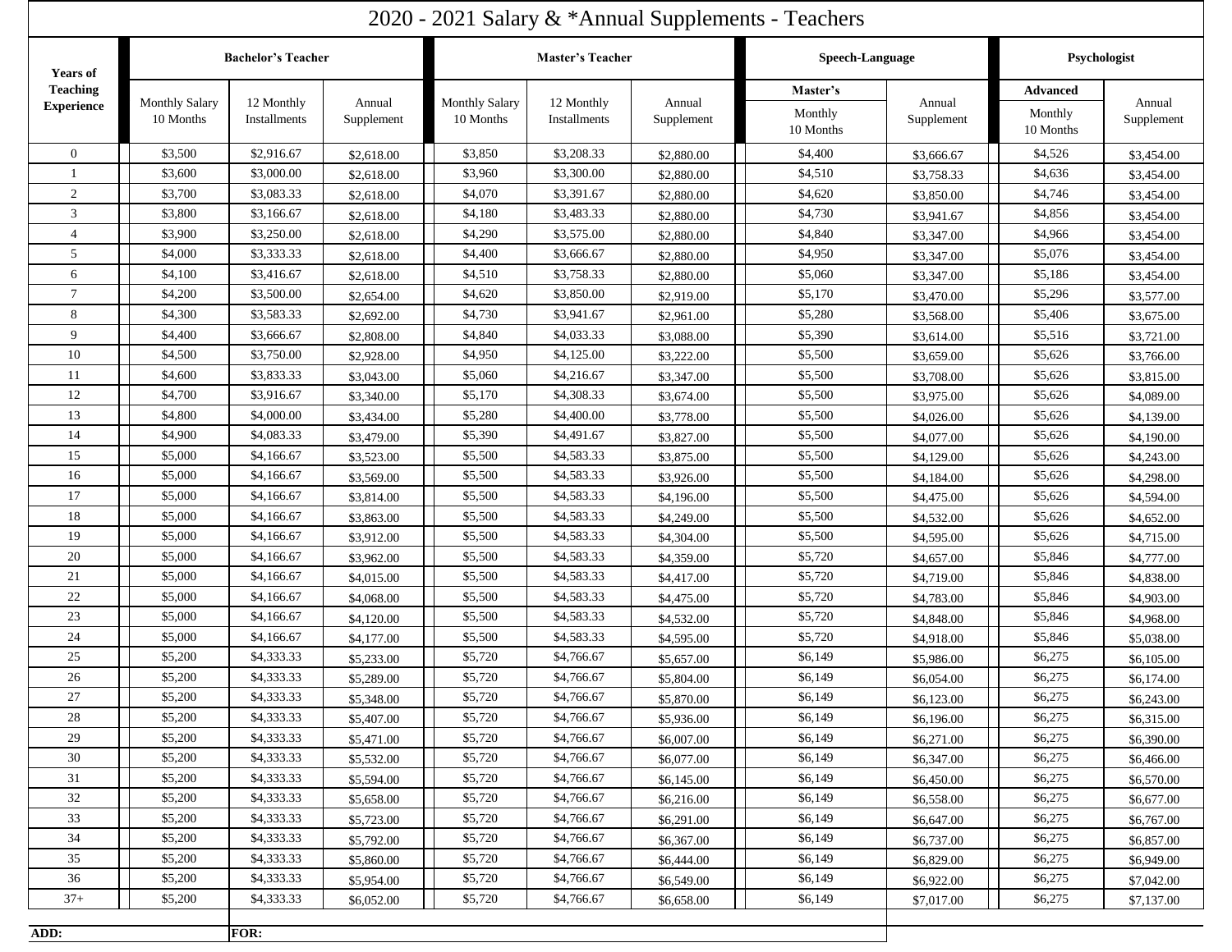# 2020 - 2021 Salary & *Annual Supplements - Teachers

| Years of Teaching Experience | Bachelor's Teacher | | | Master's Teacher | | | Speech-Language | | Psychologist | |
|---|---|---|---|---|---|---|---|---|---|---|
| | Monthly Salary 10 Months | 12 Monthly Installments | Annual Supplement | Monthly Salary 10 Months | 12 Monthly Installments | Annual Supplement | Master's Monthly 10 Months | Annual Supplement | Advanced Monthly 10 Months | Annual Supplement |
| 0 | $3,500 | $2,916.67 | $2,618.00 | $3,850 | $3,208.33 | $2,880.00 | $4,400 | $3,666.67 | $4,526 | $3,454.00 |
| 1 | $3,600 | $3,000.00 | $2,618.00 | $3,960 | $3,300.00 | $2,880.00 | $4,510 | $3,758.33 | $4,636 | $3,454.00 |
| 2 | $3,700 | $3,083.33 | $2,618.00 | $4,070 | $3,391.67 | $2,880.00 | $4,620 | $3,850.00 | $4,746 | $3,454.00 |
| 3 | $3,800 | $3,166.67 | $2,618.00 | $4,180 | $3,483.33 | $2,880.00 | $4,730 | $3,941.67 | $4,856 | $3,454.00 |
| 4 | $3,900 | $3,250.00 | $2,618.00 | $4,290 | $3,575.00 | $2,880.00 | $4,840 | $3,347.00 | $4,966 | $3,454.00 |
| 5 | $4,000 | $3,333.33 | $2,618.00 | $4,400 | $3,666.67 | $2,880.00 | $4,950 | $3,347.00 | $5,076 | $3,454.00 |
| 6 | $4,100 | $3,416.67 | $2,618.00 | $4,510 | $3,758.33 | $2,880.00 | $5,060 | $3,347.00 | $5,186 | $3,454.00 |
| 7 | $4,200 | $3,500.00 | $2,654.00 | $4,620 | $3,850.00 | $2,919.00 | $5,170 | $3,470.00 | $5,296 | $3,577.00 |
| 8 | $4,300 | $3,583.33 | $2,692.00 | $4,730 | $3,941.67 | $2,961.00 | $5,280 | $3,568.00 | $5,406 | $3,675.00 |
| 9 | $4,400 | $3,666.67 | $2,808.00 | $4,840 | $4,033.33 | $3,088.00 | $5,390 | $3,614.00 | $5,516 | $3,721.00 |
| 10 | $4,500 | $3,750.00 | $2,928.00 | $4,950 | $4,125.00 | $3,222.00 | $5,500 | $3,659.00 | $5,626 | $3,766.00 |
| 11 | $4,600 | $3,833.33 | $3,043.00 | $5,060 | $4,216.67 | $3,347.00 | $5,500 | $3,708.00 | $5,626 | $3,815.00 |
| 12 | $4,700 | $3,916.67 | $3,340.00 | $5,170 | $4,308.33 | $3,674.00 | $5,500 | $3,975.00 | $5,626 | $4,089.00 |
| 13 | $4,800 | $4,000.00 | $3,434.00 | $5,280 | $4,400.00 | $3,778.00 | $5,500 | $4,026.00 | $5,626 | $4,139.00 |
| 14 | $4,900 | $4,083.33 | $3,479.00 | $5,390 | $4,491.67 | $3,827.00 | $5,500 | $4,077.00 | $5,626 | $4,190.00 |
| 15 | $5,000 | $4,166.67 | $3,523.00 | $5,500 | $4,583.33 | $3,875.00 | $5,500 | $4,129.00 | $5,626 | $4,243.00 |
| 16 | $5,000 | $4,166.67 | $3,569.00 | $5,500 | $4,583.33 | $3,926.00 | $5,500 | $4,184.00 | $5,626 | $4,298.00 |
| 17 | $5,000 | $4,166.67 | $3,814.00 | $5,500 | $4,583.33 | $4,196.00 | $5,500 | $4,475.00 | $5,626 | $4,594.00 |
| 18 | $5,000 | $4,166.67 | $3,863.00 | $5,500 | $4,583.33 | $4,249.00 | $5,500 | $4,532.00 | $5,626 | $4,652.00 |
| 19 | $5,000 | $4,166.67 | $3,912.00 | $5,500 | $4,583.33 | $4,304.00 | $5,500 | $4,595.00 | $5,626 | $4,715.00 |
| 20 | $5,000 | $4,166.67 | $3,962.00 | $5,500 | $4,583.33 | $4,359.00 | $5,720 | $4,657.00 | $5,846 | $4,777.00 |
| 21 | $5,000 | $4,166.67 | $4,015.00 | $5,500 | $4,583.33 | $4,417.00 | $5,720 | $4,719.00 | $5,846 | $4,838.00 |
| 22 | $5,000 | $4,166.67 | $4,068.00 | $5,500 | $4,583.33 | $4,475.00 | $5,720 | $4,783.00 | $5,846 | $4,903.00 |
| 23 | $5,000 | $4,166.67 | $4,120.00 | $5,500 | $4,583.33 | $4,532.00 | $5,720 | $4,848.00 | $5,846 | $4,968.00 |
| 24 | $5,000 | $4,166.67 | $4,177.00 | $5,500 | $4,583.33 | $4,595.00 | $5,720 | $4,918.00 | $5,846 | $5,038.00 |
| 25 | $5,200 | $4,333.33 | $5,233.00 | $5,720 | $4,766.67 | $5,657.00 | $6,149 | $5,986.00 | $6,275 | $6,105.00 |
| 26 | $5,200 | $4,333.33 | $5,289.00 | $5,720 | $4,766.67 | $5,804.00 | $6,149 | $6,054.00 | $6,275 | $6,174.00 |
| 27 | $5,200 | $4,333.33 | $5,348.00 | $5,720 | $4,766.67 | $5,870.00 | $6,149 | $6,123.00 | $6,275 | $6,243.00 |
| 28 | $5,200 | $4,333.33 | $5,407.00 | $5,720 | $4,766.67 | $5,936.00 | $6,149 | $6,196.00 | $6,275 | $6,315.00 |
| 29 | $5,200 | $4,333.33 | $5,471.00 | $5,720 | $4,766.67 | $6,007.00 | $6,149 | $6,271.00 | $6,275 | $6,390.00 |
| 30 | $5,200 | $4,333.33 | $5,532.00 | $5,720 | $4,766.67 | $6,077.00 | $6,149 | $6,347.00 | $6,275 | $6,466.00 |
| 31 | $5,200 | $4,333.33 | $5,594.00 | $5,720 | $4,766.67 | $6,145.00 | $6,149 | $6,450.00 | $6,275 | $6,570.00 |
| 32 | $5,200 | $4,333.33 | $5,658.00 | $5,720 | $4,766.67 | $6,216.00 | $6,149 | $6,558.00 | $6,275 | $6,677.00 |
| 33 | $5,200 | $4,333.33 | $5,723.00 | $5,720 | $4,766.67 | $6,291.00 | $6,149 | $6,647.00 | $6,275 | $6,767.00 |
| 34 | $5,200 | $4,333.33 | $5,792.00 | $5,720 | $4,766.67 | $6,367.00 | $6,149 | $6,737.00 | $6,275 | $6,857.00 |
| 35 | $5,200 | $4,333.33 | $5,860.00 | $5,720 | $4,766.67 | $6,444.00 | $6,149 | $6,829.00 | $6,275 | $6,949.00 |
| 36 | $5,200 | $4,333.33 | $5,954.00 | $5,720 | $4,766.67 | $6,549.00 | $6,149 | $6,922.00 | $6,275 | $7,042.00 |
| 37+ | $5,200 | $4,333.33 | $6,052.00 | $5,720 | $4,766.67 | $6,658.00 | $6,149 | $7,017.00 | $6,275 | $7,137.00 |

**ADD:** **FOR:**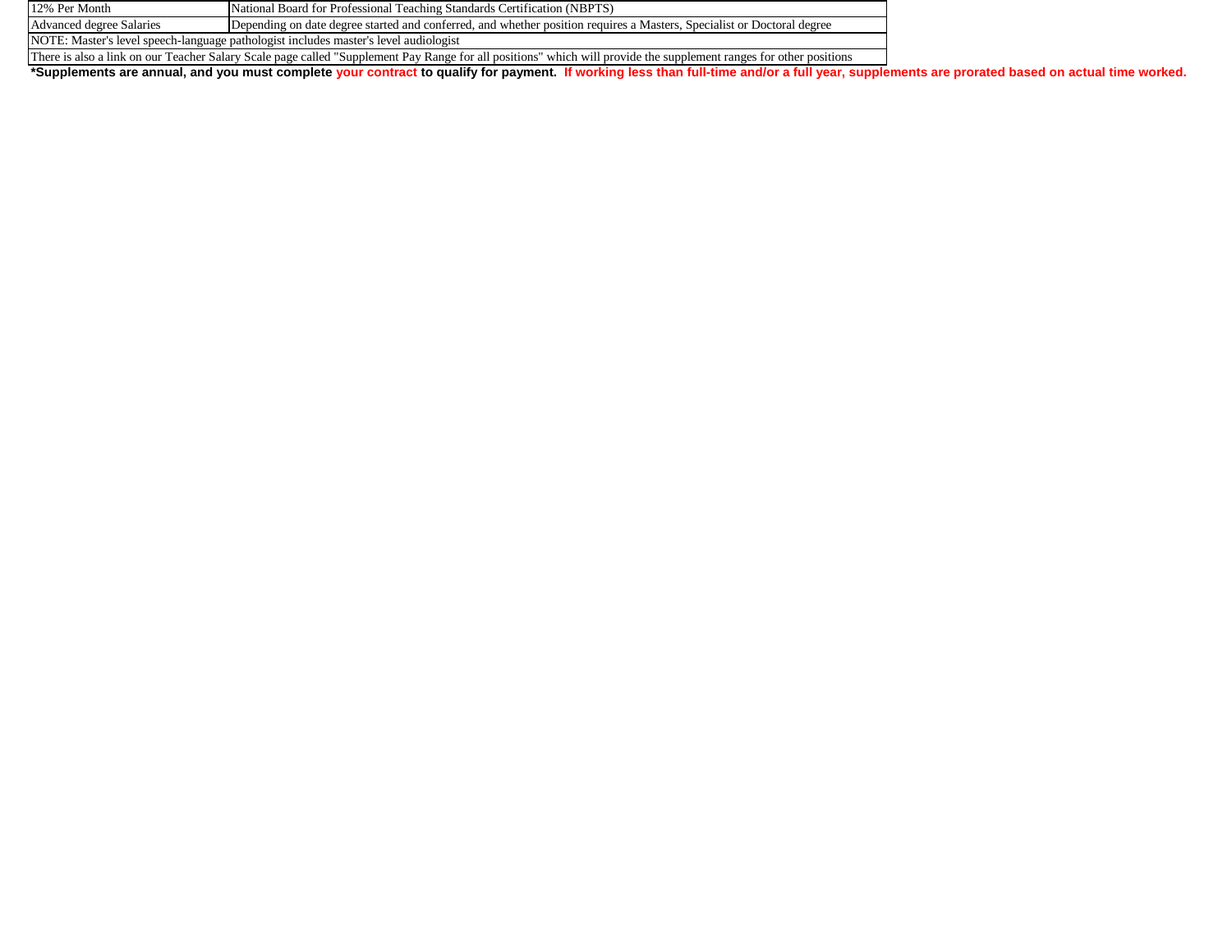| | |
|---|---|
| 12% Per Month | National Board for Professional Teaching Standards Certification (NBPTS) |
| Advanced degree Salaries | Depending on date degree started and conferred, and whether position requires a Masters, Specialist or Doctoral degree |
| NOTE: Master's level speech-language pathologist includes master's level audiologist | |
| There is also a link on our Teacher Salary Scale page called "Supplement Pay Range for all positions" which will provide the supplement ranges for other positions | |

**\*Supplements are annual, and you must complete your contract to qualify for payment. If working less than full-time and/or a full year, supplements are prorated based on actual time worked.**